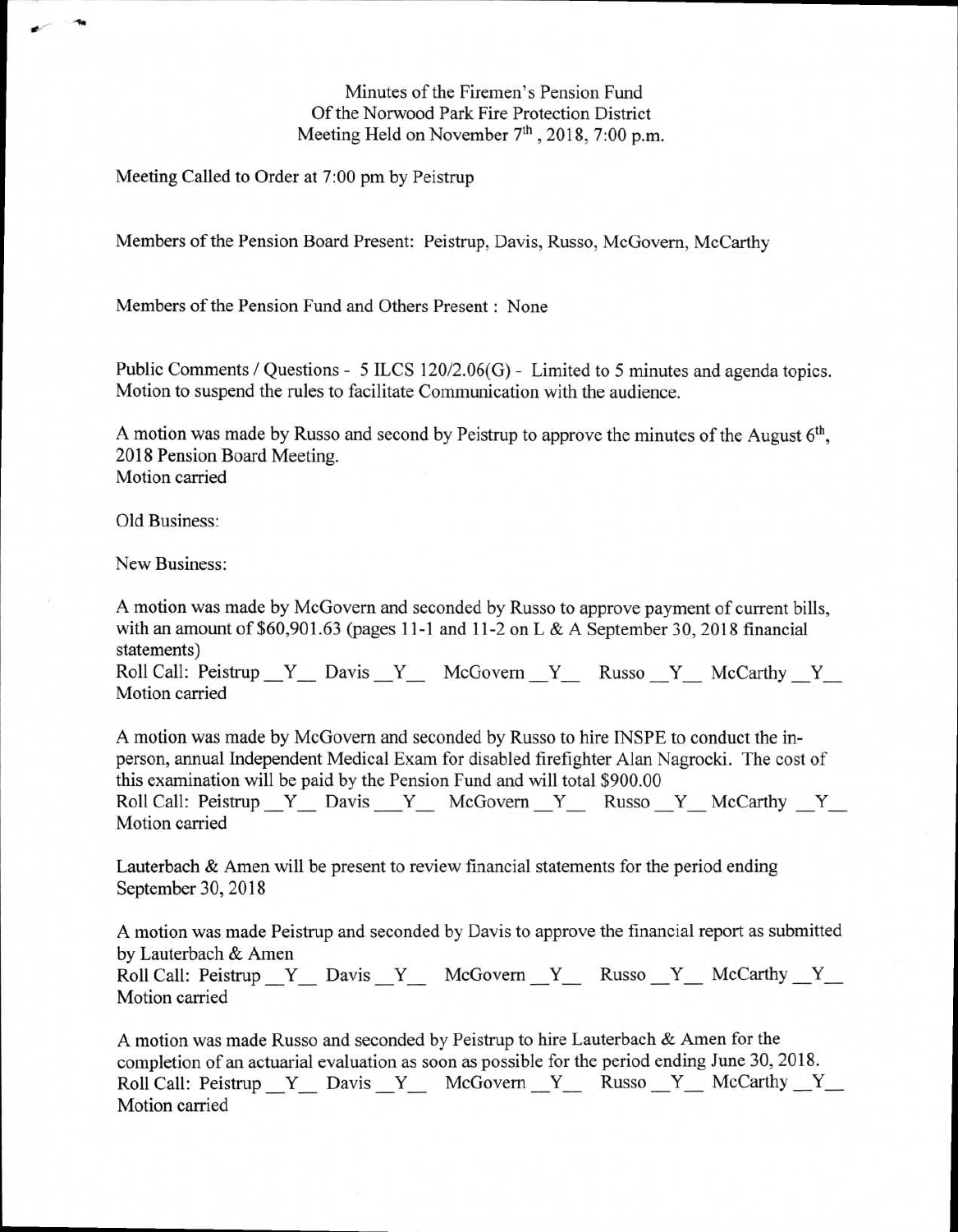Minutes of the Firemen's Pension Fund
Of the Norwood Park Fire Protection District
Meeting Held on November 7th, 2018, 7:00 p.m.

Meeting Called to Order at 7:00 pm by Peistrup

Members of the Pension Board Present: Peistrup, Davis, Russo, McGovern, McCarthy

Members of the Pension Fund and Others Present : None

Public Comments / Questions - 5 ILCS 120/2.06(G) - Limited to 5 minutes and agenda topics. Motion to suspend the rules to facilitate Communication with the audience.

A motion was made by Russo and second by Peistrup to approve the minutes of the August 6th, 2018 Pension Board Meeting.
Motion carried

Old Business:

New Business:

A motion was made by McGovern and seconded by Russo to approve payment of current bills, with an amount of $60,901.63 (pages 11-1 and 11-2 on L & A September 30, 2018 financial statements)
Roll Call: Peistrup __Y__ Davis __Y__ McGovern __Y__ Russo __Y__ McCarthy __Y__
Motion carried

A motion was made by McGovern and seconded by Russo to hire INSPE to conduct the in-person, annual Independent Medical Exam for disabled firefighter Alan Nagrocki. The cost of this examination will be paid by the Pension Fund and will total $900.00
Roll Call: Peistrup __Y__ Davis ___Y__ McGovern __Y__ Russo __Y__ McCarthy __Y__
Motion carried

Lauterbach & Amen will be present to review financial statements for the period ending September 30, 2018

A motion was made Peistrup and seconded by Davis to approve the financial report as submitted by Lauterbach & Amen
Roll Call: Peistrup __Y__ Davis __Y__ McGovern __Y__ Russo __Y__ McCarthy __Y__
Motion carried

A motion was made Russo and seconded by Peistrup to hire Lauterbach & Amen for the completion of an actuarial evaluation as soon as possible for the period ending June 30, 2018.
Roll Call: Peistrup __Y__ Davis __Y__ McGovern __Y__ Russo __Y__ McCarthy __Y__
Motion carried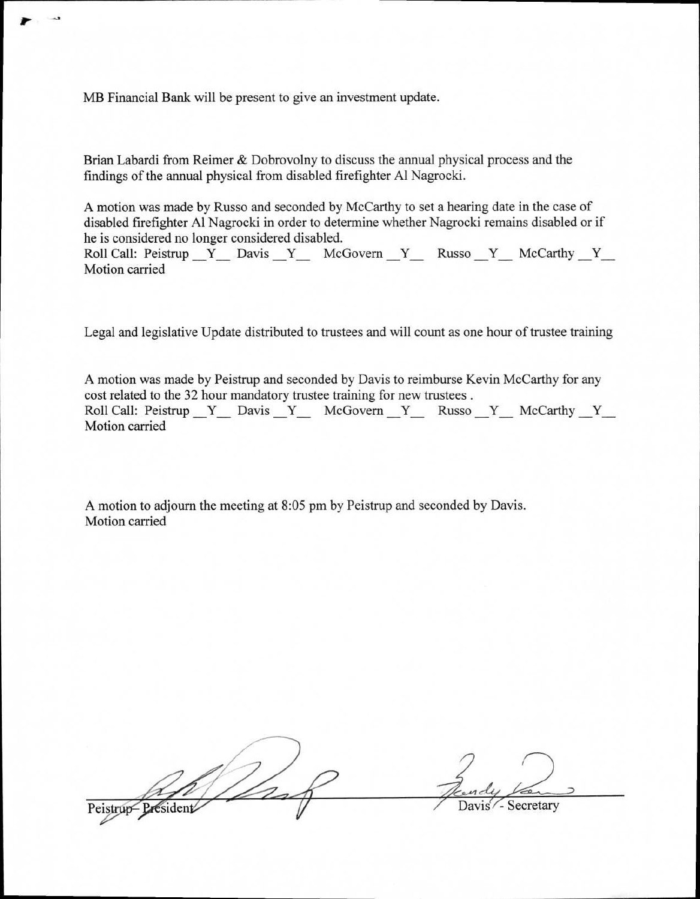MB Financial Bank will be present to give an investment update.

Brian Labardi from Reimer & Dobrovolny to discuss the annual physical process and the findings of the annual physical from disabled firefighter Al Nagrocki.

A motion was made by Russo and seconded by McCarthy to set a hearing date in the case of disabled firefighter Al Nagrocki in order to determine whether Nagrocki remains disabled or if he is considered no longer considered disabled.
Roll Call: Peistrup __Y__ Davis __Y__ McGovern __Y__ Russo __Y__ McCarthy __Y__
Motion carried

Legal and legislative Update distributed to trustees and will count as one hour of trustee training

A motion was made by Peistrup and seconded by Davis to reimburse Kevin McCarthy for any cost related to the 32 hour mandatory trustee training for new trustees .
Roll Call: Peistrup __Y__ Davis __Y__ McGovern __Y__ Russo __Y__ McCarthy __Y__
Motion carried

A motion to adjourn the meeting at 8:05 pm by Peistrup and seconded by Davis.
Motion carried

Peistrup– President

Davis - Secretary